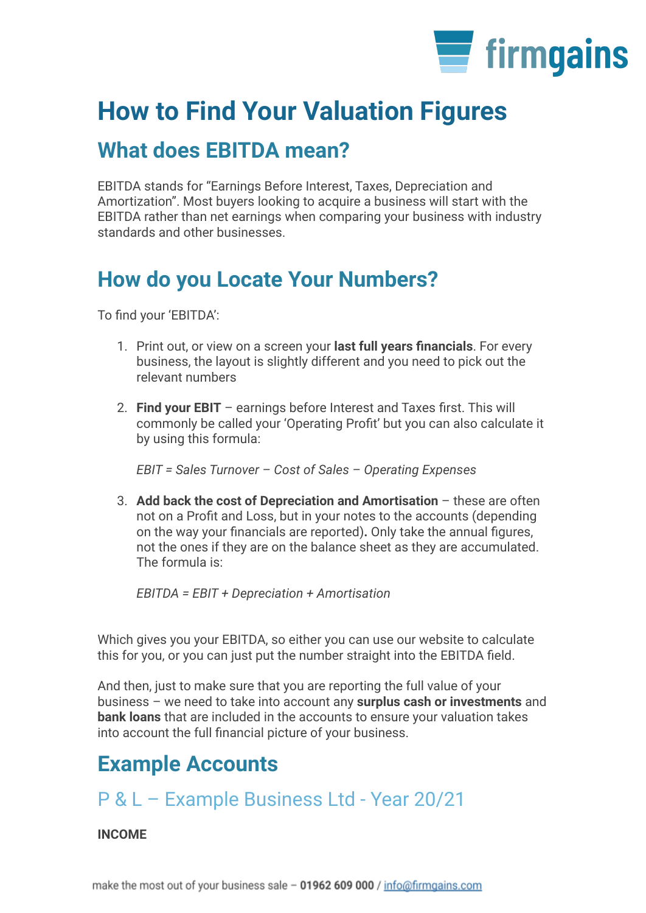# How to Find Your Valuation Figures

## What does EBITDA mean?

EBITDA stands for "Earnings Before Interest, Taxes, Depreciation and Amortization". Most buyers looking to acquire a business will start with the EBITDA rather than net earnings when comparing your business with industry standards and other businesses.

## How do you Locate Your Numbers?

To find your 'EBITDA':

1. Print out, or view on a screen your **last full years financials**. For every business, the layout is slightly different and you need to pick out the relevant numbers

2. **Find your EBIT** – earnings before Interest and Taxes first. This will commonly be called your 'Operating Profit' but you can also calculate it by using this formula:

   *EBIT = Sales Turnover – Cost of Sales – Operating Expenses*

3. **Add back the cost of Depreciation and Amortisation** – these are often not on a Profit and Loss, but in your notes to the accounts (depending on the way your financials are reported). Only take the annual figures, not the ones if they are on the balance sheet as they are accumulated. The formula is:

   *EBITDA = EBIT + Depreciation + Amortisation*

Which gives you your EBITDA, so either you can use our website to calculate this for you, or you can just put the number straight into the EBITDA field.

And then, just to make sure that you are reporting the full value of your business – we need to take into account any **surplus cash or investments** and **bank loans** that are included in the accounts to ensure your valuation takes into account the full financial picture of your business.

## Example Accounts

### P & L – Example Business Ltd - Year 20/21

**INCOME**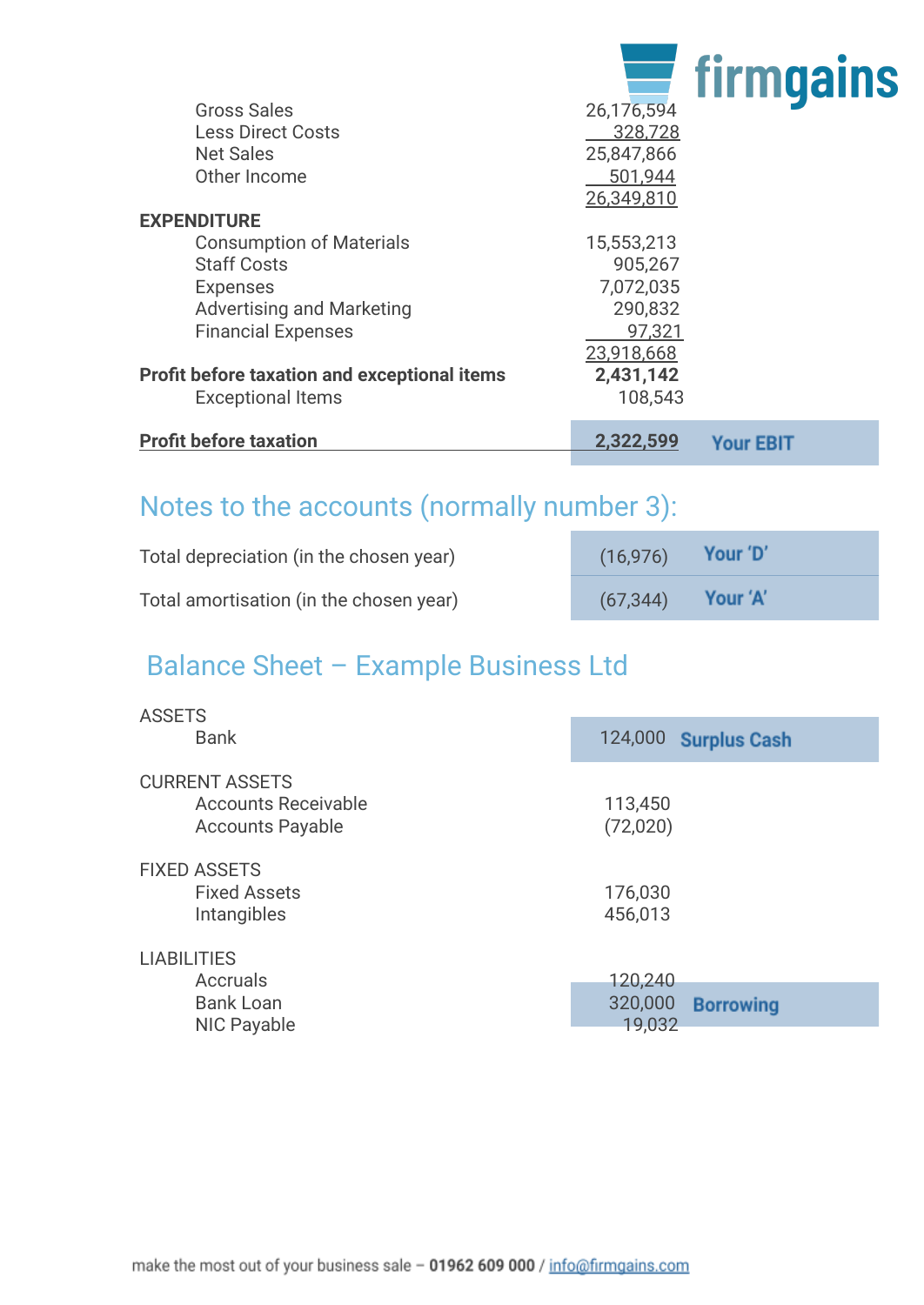| | | |
|---|---|---|
| Gross Sales | 26,176,594 | |
| Less Direct Costs | 328,728 | |
| Net Sales | 25,847,866 | |
| Other Income | 501,944 | |
| | 26,349,810 | |
| **EXPENDITURE** | | |
| Consumption of Materials | 15,553,213 | |
| Staff Costs | 905,267 | |
| Expenses | 7,072,035 | |
| Advertising and Marketing | 290,832 | |
| Financial Expenses | 97,321 | |
| | 23,918,668 | |
| **Profit before taxation and exceptional items** | **2,431,142** | |
| Exceptional Items | 108,543 | |
| **Profit before taxation** | **2,322,599** | **Your EBIT** |

## Notes to the accounts (normally number 3):

| | | |
|---|---|---|
| Total depreciation (in the chosen year) | (16,976) | **Your 'D'** |
| Total amortisation (in the chosen year) | (67,344) | **Your 'A'** |

## Balance Sheet – Example Business Ltd

| | | |
|---|---|---|
| ASSETS | | |
| Bank | 124,000 | **Surplus Cash** |
| CURRENT ASSETS | | |
| Accounts Receivable | 113,450 | |
| Accounts Payable | (72,020) | |
| FIXED ASSETS | | |
| Fixed Assets | 176,030 | |
| Intangibles | 456,013 | |
| LIABILITIES | | |
| Accruals | 120,240 | |
| Bank Loan | 320,000 | **Borrowing** |
| NIC Payable | 19,032 | |

make the most out of your business sale – **01962 609 000** / info@firmgains.com